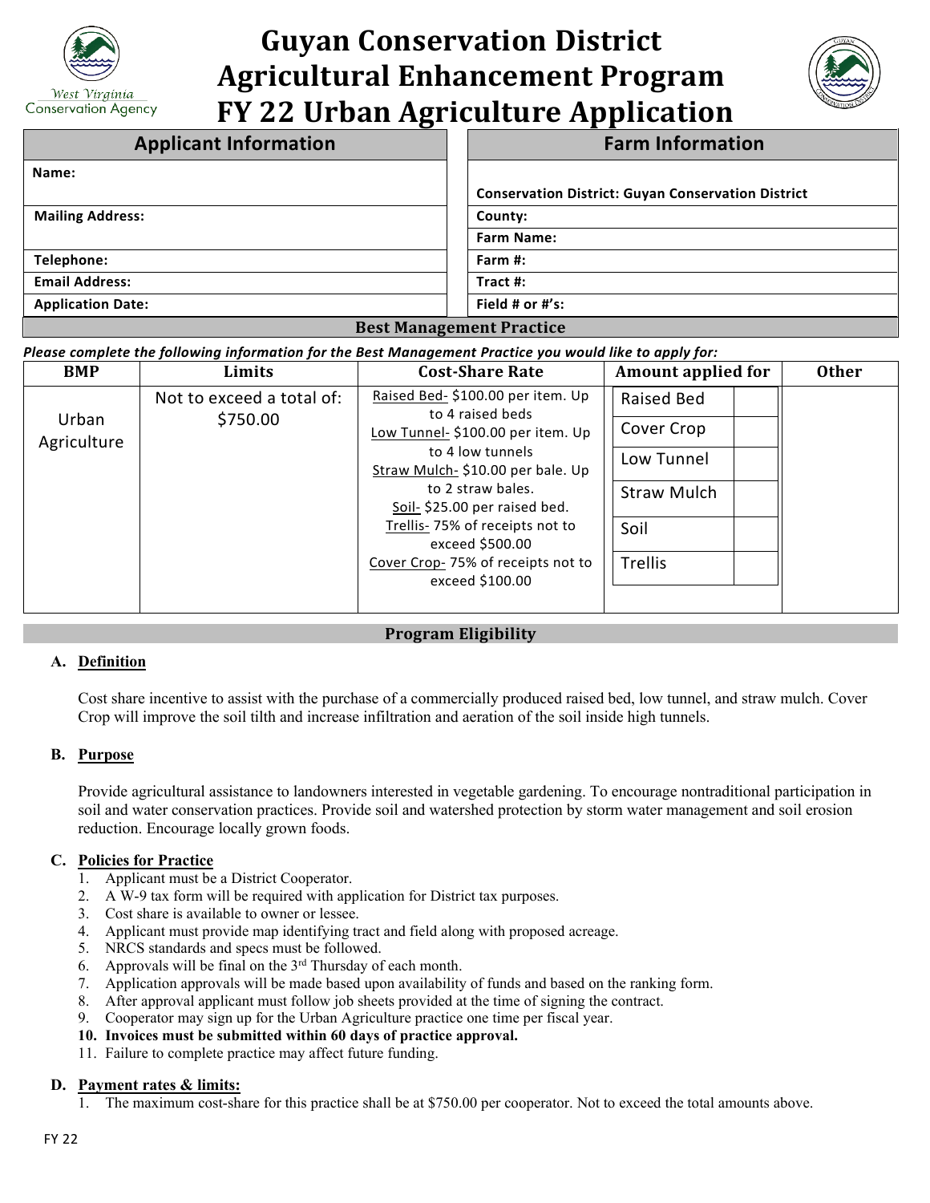# Guyan Conservation District Agricultural Enhancement Program FY 22 Urban Agriculture Application

| Applicant Information | Farm Information |
|---|---|
| **Name:** | **Conservation District: Guyan Conservation District** |
| **Mailing Address:** | **County:** |
| | **Farm Name:** |
| **Telephone:** | **Farm #:** |
| **Email Address:** | **Tract #:** |
| **Application Date:** | **Field # or #'s:** |

## Best Management Practice

***Please complete the following information for the Best Management Practice you would like to apply for:***

| BMP | Limits | Cost-Share Rate | Amount applied for | | Other |
|---|---|---|---|---|---|
| Urban Agriculture | Not to exceed a total of: $750.00 | Raised Bed- $100.00 per item. Up to 4 raised beds<br>Low Tunnel- $100.00 per item. Up to 4 low tunnels<br>Straw Mulch- $10.00 per bale. Up to 2 straw bales.<br>Soil- $25.00 per raised bed.<br>Trellis- 75% of receipts not to exceed $500.00<br>Cover Crop- 75% of receipts not to exceed $100.00 | Raised Bed | | |
| | | | Cover Crop | | |
| | | | Low Tunnel | | |
| | | | Straw Mulch | | |
| | | | Soil | | |
| | | | Trellis | | |

## Program Eligibility

### A. Definition

Cost share incentive to assist with the purchase of a commercially produced raised bed, low tunnel, and straw mulch. Cover Crop will improve the soil tilth and increase infiltration and aeration of the soil inside high tunnels.

### B. Purpose

Provide agricultural assistance to landowners interested in vegetable gardening. To encourage nontraditional participation in soil and water conservation practices. Provide soil and watershed protection by storm water management and soil erosion reduction. Encourage locally grown foods.

### C. Policies for Practice

1. Applicant must be a District Cooperator.
2. A W-9 tax form will be required with application for District tax purposes.
3. Cost share is available to owner or lessee.
4. Applicant must provide map identifying tract and field along with proposed acreage.
5. NRCS standards and specs must be followed.
6. Approvals will be final on the 3rd Thursday of each month.
7. Application approvals will be made based upon availability of funds and based on the ranking form.
8. After approval applicant must follow job sheets provided at the time of signing the contract.
9. Cooperator may sign up for the Urban Agriculture practice one time per fiscal year.
10. **Invoices must be submitted within 60 days of practice approval.**
11. Failure to complete practice may affect future funding.

### D. Payment rates & limits:

1. The maximum cost-share for this practice shall be at $750.00 per cooperator. Not to exceed the total amounts above.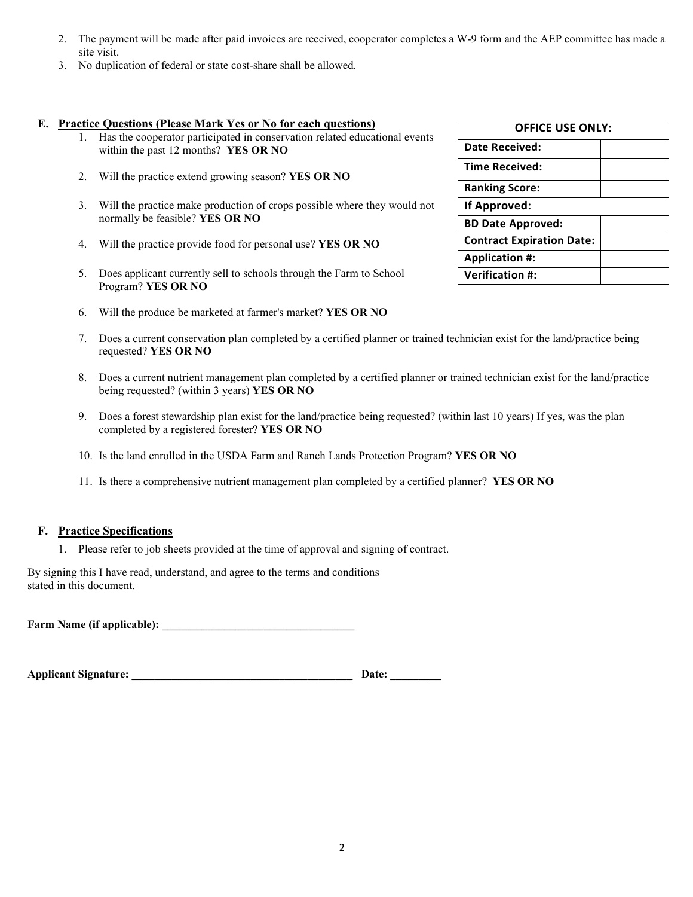2. The payment will be made after paid invoices are received, cooperator completes a W-9 form and the AEP committee has made a site visit.
3. No duplication of federal or state cost-share shall be allowed.

## E. Practice Questions (Please Mark Yes or No for each questions)

1. Has the cooperator participated in conservation related educational events within the past 12 months? **YES OR NO**
2. Will the practice extend growing season? **YES OR NO**
3. Will the practice make production of crops possible where they would not normally be feasible? **YES OR NO**
4. Will the practice provide food for personal use? **YES OR NO**
5. Does applicant currently sell to schools through the Farm to School Program? **YES OR NO**
6. Will the produce be marketed at farmer's market? **YES OR NO**
7. Does a current conservation plan completed by a certified planner or trained technician exist for the land/practice being requested? **YES OR NO**
8. Does a current nutrient management plan completed by a certified planner or trained technician exist for the land/practice being requested? (within 3 years) **YES OR NO**
9. Does a forest stewardship plan exist for the land/practice being requested? (within last 10 years) If yes, was the plan completed by a registered forester? **YES OR NO**
10. Is the land enrolled in the USDA Farm and Ranch Lands Protection Program? **YES OR NO**
11. Is there a comprehensive nutrient management plan completed by a certified planner? **YES OR NO**

| OFFICE USE ONLY: | |
|---|---|
| Date Received: | |
| Time Received: | |
| Ranking Score: | |
| If Approved: | |
| BD Date Approved: | |
| Contract Expiration Date: | |
| Application #: | |
| Verification #: | |

## F. Practice Specifications

1. Please refer to job sheets provided at the time of approval and signing of contract.

By signing this I have read, understand, and agree to the terms and conditions stated in this document.

**Farm Name (if applicable): ___________________________________**

**Applicant Signature: ________________________________________ Date: _________**